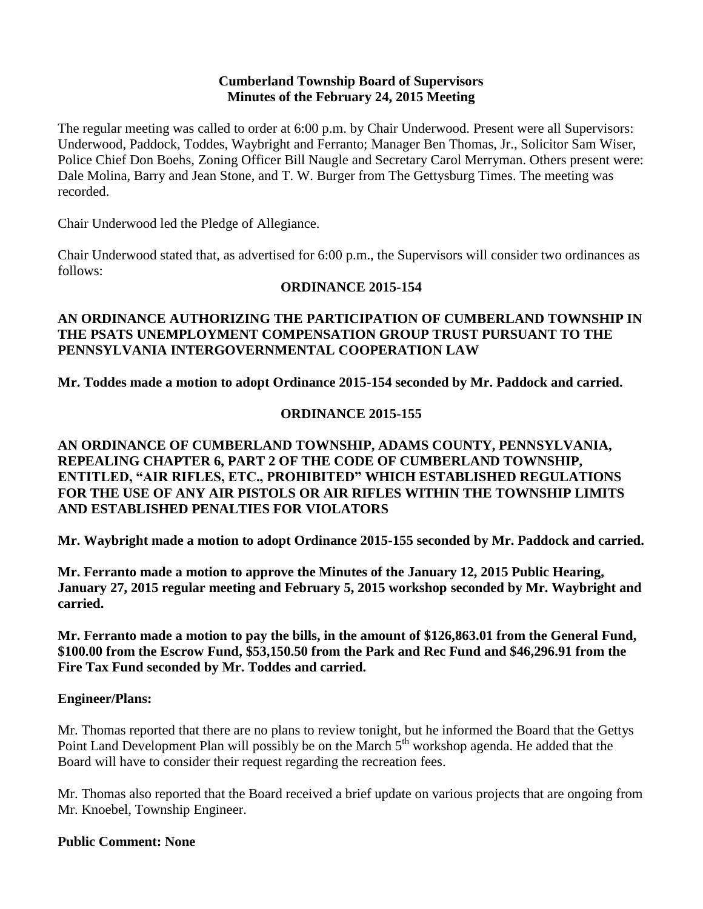# Cumberland Township Board of Supervisors
## Minutes of the February 24, 2015 Meeting

The regular meeting was called to order at 6:00 p.m. by Chair Underwood. Present were all Supervisors: Underwood, Paddock, Toddes, Waybright and Ferranto; Manager Ben Thomas, Jr., Solicitor Sam Wiser, Police Chief Don Boehs, Zoning Officer Bill Naugle and Secretary Carol Merryman. Others present were: Dale Molina, Barry and Jean Stone, and T. W. Burger from The Gettysburg Times. The meeting was recorded.

Chair Underwood led the Pledge of Allegiance.

Chair Underwood stated that, as advertised for 6:00 p.m., the Supervisors will consider two ordinances as follows:

**ORDINANCE 2015-154**

**AN ORDINANCE AUTHORIZING THE PARTICIPATION OF CUMBERLAND TOWNSHIP IN THE PSATS UNEMPLOYMENT COMPENSATION GROUP TRUST PURSUANT TO THE PENNSYLVANIA INTERGOVERNMENTAL COOPERATION LAW**

**Mr. Toddes made a motion to adopt Ordinance 2015-154 seconded by Mr. Paddock and carried.**

**ORDINANCE 2015-155**

**AN ORDINANCE OF CUMBERLAND TOWNSHIP, ADAMS COUNTY, PENNSYLVANIA, REPEALING CHAPTER 6, PART 2 OF THE CODE OF CUMBERLAND TOWNSHIP, ENTITLED, "AIR RIFLES, ETC., PROHIBITED" WHICH ESTABLISHED REGULATIONS FOR THE USE OF ANY AIR PISTOLS OR AIR RIFLES WITHIN THE TOWNSHIP LIMITS AND ESTABLISHED PENALTIES FOR VIOLATORS**

**Mr. Waybright made a motion to adopt Ordinance 2015-155 seconded by Mr. Paddock and carried.**

**Mr. Ferranto made a motion to approve the Minutes of the January 12, 2015 Public Hearing, January 27, 2015 regular meeting and February 5, 2015 workshop seconded by Mr. Waybright and carried.**

**Mr. Ferranto made a motion to pay the bills, in the amount of $126,863.01 from the General Fund, $100.00 from the Escrow Fund, $53,150.50 from the Park and Rec Fund and $46,296.91 from the Fire Tax Fund seconded by Mr. Toddes and carried.**

**Engineer/Plans:**

Mr. Thomas reported that there are no plans to review tonight, but he informed the Board that the Gettys Point Land Development Plan will possibly be on the March 5th workshop agenda. He added that the Board will have to consider their request regarding the recreation fees.

Mr. Thomas also reported that the Board received a brief update on various projects that are ongoing from Mr. Knoebel, Township Engineer.

**Public Comment: None**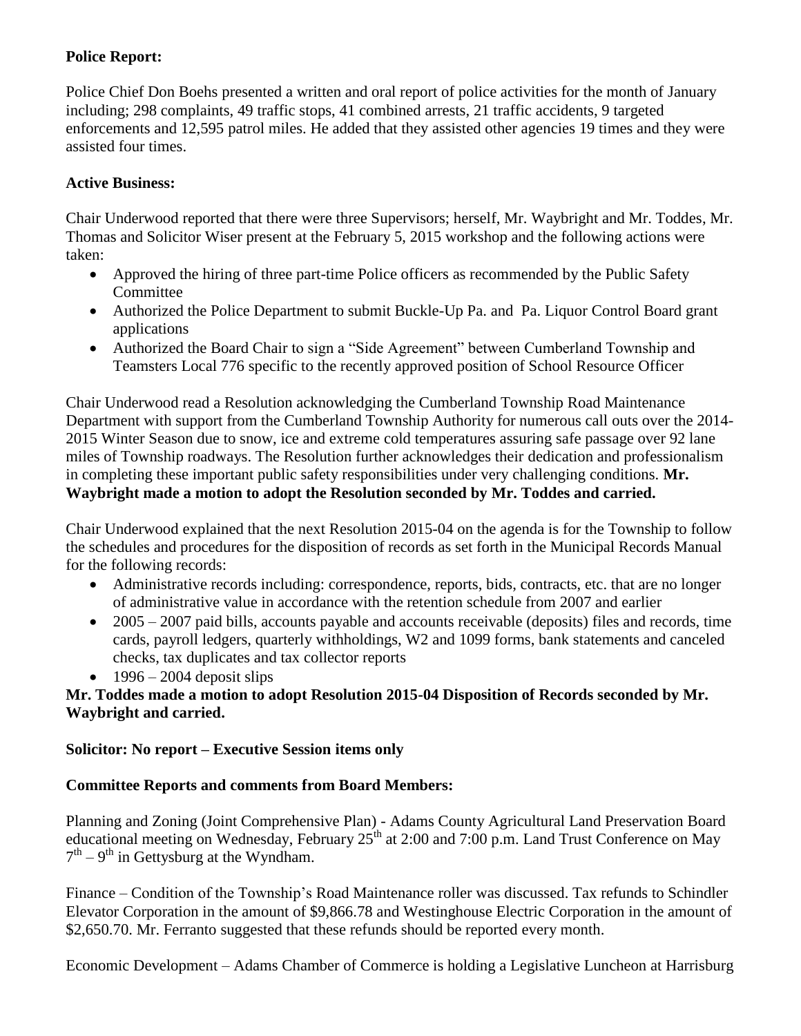**Police Report:**

Police Chief Don Boehs presented a written and oral report of police activities for the month of January including; 298 complaints, 49 traffic stops, 41 combined arrests, 21 traffic accidents, 9 targeted enforcements and 12,595 patrol miles. He added that they assisted other agencies 19 times and they were assisted four times.

**Active Business:**

Chair Underwood reported that there were three Supervisors; herself, Mr. Waybright and Mr. Toddes, Mr. Thomas and Solicitor Wiser present at the February 5, 2015 workshop and the following actions were taken:

- Approved the hiring of three part-time Police officers as recommended by the Public Safety Committee
- Authorized the Police Department to submit Buckle-Up Pa. and Pa. Liquor Control Board grant applications
- Authorized the Board Chair to sign a "Side Agreement" between Cumberland Township and Teamsters Local 776 specific to the recently approved position of School Resource Officer

Chair Underwood read a Resolution acknowledging the Cumberland Township Road Maintenance Department with support from the Cumberland Township Authority for numerous call outs over the 2014-2015 Winter Season due to snow, ice and extreme cold temperatures assuring safe passage over 92 lane miles of Township roadways. The Resolution further acknowledges their dedication and professionalism in completing these important public safety responsibilities under very challenging conditions. **Mr. Waybright made a motion to adopt the Resolution seconded by Mr. Toddes and carried.**

Chair Underwood explained that the next Resolution 2015-04 on the agenda is for the Township to follow the schedules and procedures for the disposition of records as set forth in the Municipal Records Manual for the following records:

- Administrative records including: correspondence, reports, bids, contracts, etc. that are no longer of administrative value in accordance with the retention schedule from 2007 and earlier
- 2005 – 2007 paid bills, accounts payable and accounts receivable (deposits) files and records, time cards, payroll ledgers, quarterly withholdings, W2 and 1099 forms, bank statements and canceled checks, tax duplicates and tax collector reports
- 1996 – 2004 deposit slips

**Mr. Toddes made a motion to adopt Resolution 2015-04 Disposition of Records seconded by Mr. Waybright and carried.**

**Solicitor: No report – Executive Session items only**

**Committee Reports and comments from Board Members:**

Planning and Zoning (Joint Comprehensive Plan) - Adams County Agricultural Land Preservation Board educational meeting on Wednesday, February 25th at 2:00 and 7:00 p.m. Land Trust Conference on May 7th – 9th in Gettysburg at the Wyndham.

Finance – Condition of the Township's Road Maintenance roller was discussed. Tax refunds to Schindler Elevator Corporation in the amount of $9,866.78 and Westinghouse Electric Corporation in the amount of $2,650.70. Mr. Ferranto suggested that these refunds should be reported every month.

Economic Development – Adams Chamber of Commerce is holding a Legislative Luncheon at Harrisburg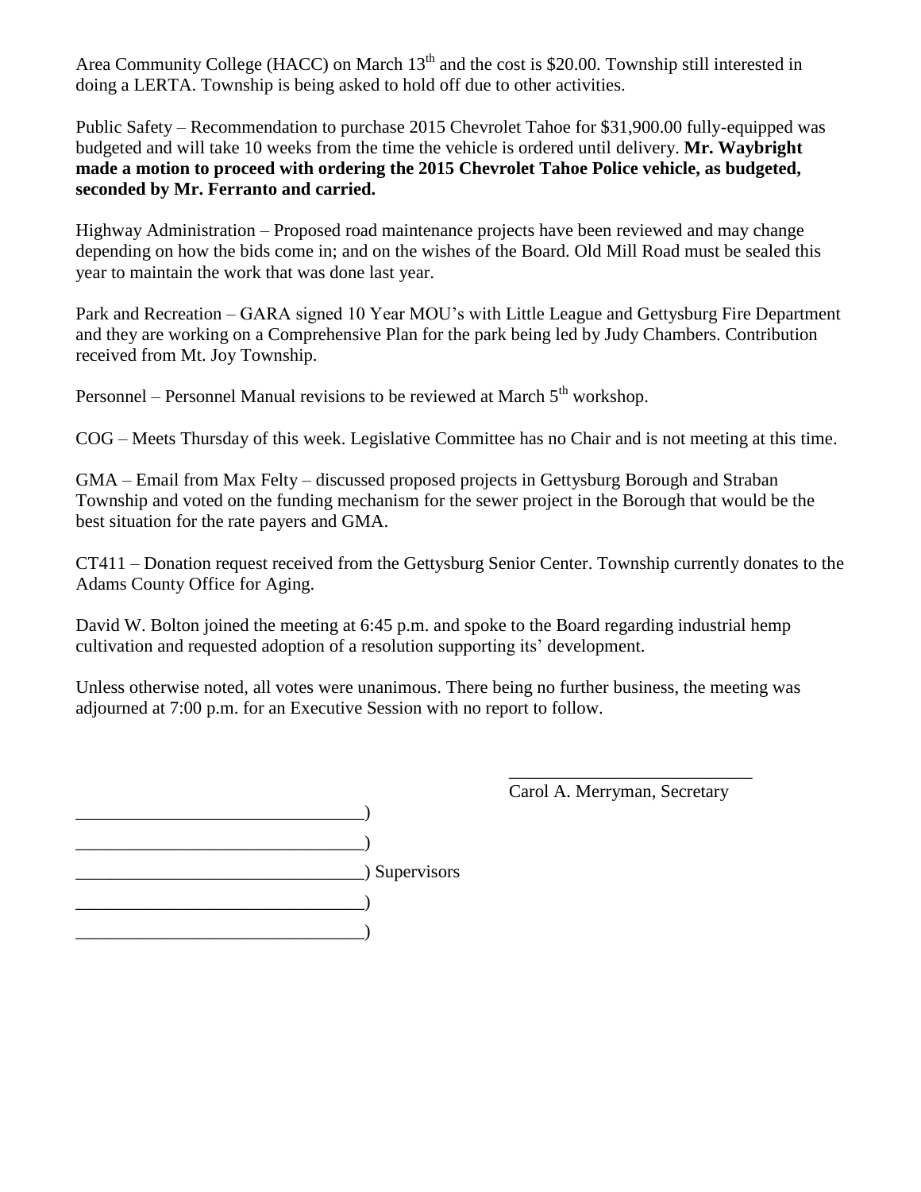Area Community College (HACC) on March 13th and the cost is $20.00. Township still interested in doing a LERTA. Township is being asked to hold off due to other activities.

Public Safety – Recommendation to purchase 2015 Chevrolet Tahoe for $31,900.00 fully-equipped was budgeted and will take 10 weeks from the time the vehicle is ordered until delivery. **Mr. Waybright made a motion to proceed with ordering the 2015 Chevrolet Tahoe Police vehicle, as budgeted, seconded by Mr. Ferranto and carried.**

Highway Administration – Proposed road maintenance projects have been reviewed and may change depending on how the bids come in; and on the wishes of the Board. Old Mill Road must be sealed this year to maintain the work that was done last year.

Park and Recreation – GARA signed 10 Year MOU's with Little League and Gettysburg Fire Department and they are working on a Comprehensive Plan for the park being led by Judy Chambers. Contribution received from Mt. Joy Township.

Personnel – Personnel Manual revisions to be reviewed at March 5th workshop.

COG – Meets Thursday of this week. Legislative Committee has no Chair and is not meeting at this time.

GMA – Email from Max Felty – discussed proposed projects in Gettysburg Borough and Straban Township and voted on the funding mechanism for the sewer project in the Borough that would be the best situation for the rate payers and GMA.

CT411 – Donation request received from the Gettysburg Senior Center. Township currently donates to the Adams County Office for Aging.

David W. Bolton joined the meeting at 6:45 p.m. and spoke to the Board regarding industrial hemp cultivation and requested adoption of a resolution supporting its' development.

Unless otherwise noted, all votes were unanimous. There being no further business, the meeting was adjourned at 7:00 p.m. for an Executive Session with no report to follow.

\_\_\_\_\_\_\_\_\_\_\_\_\_\_\_\_\_\_\_\_\_\_\_\_\_\_\_
Carol A. Merryman, Secretary

\_\_\_\_\_\_\_\_\_\_\_\_\_\_\_\_\_\_\_\_\_\_\_\_\_\_\_\_\_\_\_\_)
\_\_\_\_\_\_\_\_\_\_\_\_\_\_\_\_\_\_\_\_\_\_\_\_\_\_\_\_\_\_\_\_)
\_\_\_\_\_\_\_\_\_\_\_\_\_\_\_\_\_\_\_\_\_\_\_\_\_\_\_\_\_\_\_\_) Supervisors
\_\_\_\_\_\_\_\_\_\_\_\_\_\_\_\_\_\_\_\_\_\_\_\_\_\_\_\_\_\_\_\_)
\_\_\_\_\_\_\_\_\_\_\_\_\_\_\_\_\_\_\_\_\_\_\_\_\_\_\_\_\_\_\_\_)